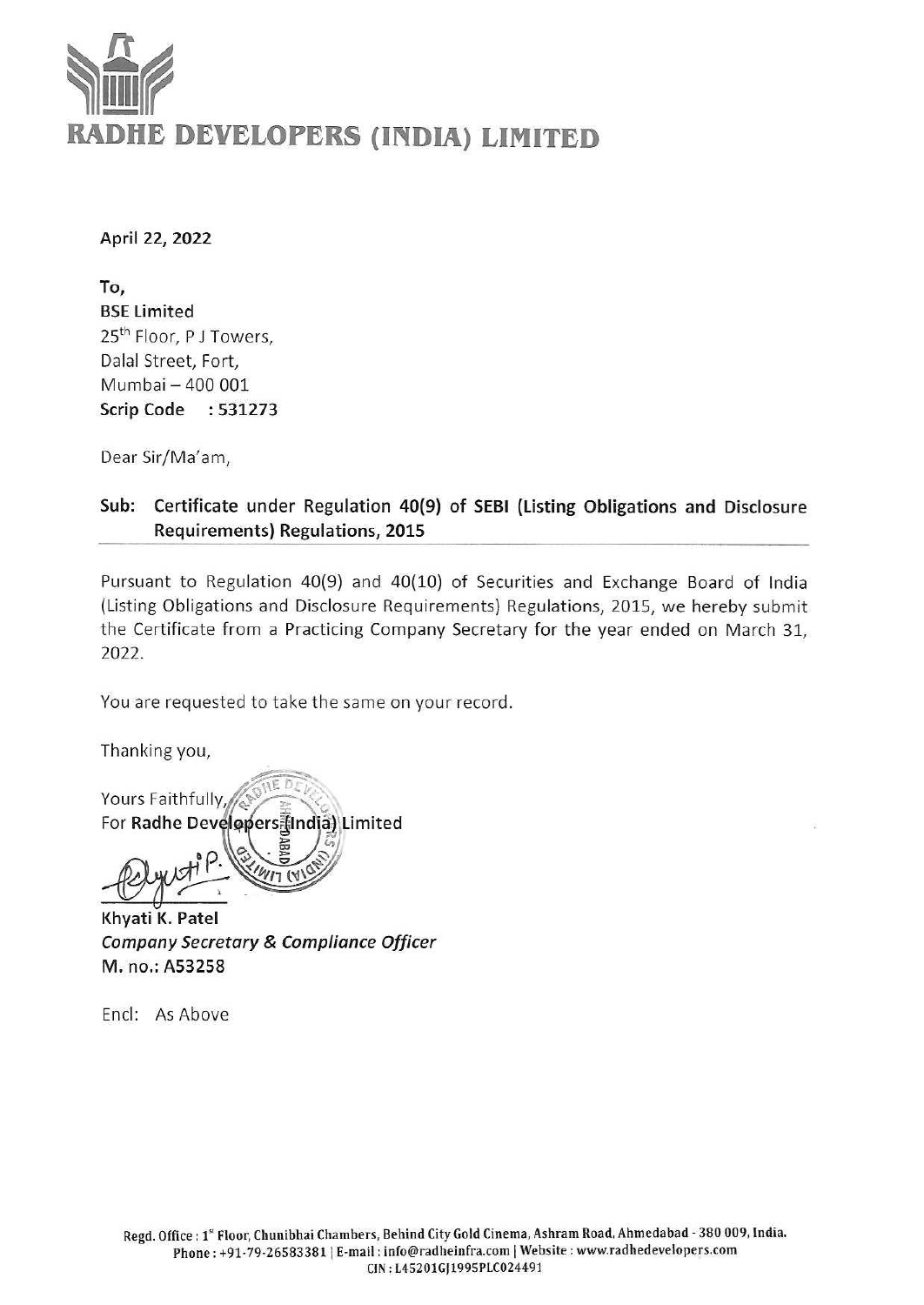# RADHE DEVELOPERS (INDIA) LIMITED

**April 22, 2022**

**To,**
**BSE Limited**
25th Floor, P J Towers,
Dalal Street, Fort,
Mumbai – 400 001
**Scrip Code : 531273**

Dear Sir/Ma'am,

**Sub: Certificate under Regulation 40(9) of SEBI (Listing Obligations and Disclosure Requirements) Regulations, 2015**

Pursuant to Regulation 40(9) and 40(10) of Securities and Exchange Board of India (Listing Obligations and Disclosure Requirements) Regulations, 2015, we hereby submit the Certificate from a Practicing Company Secretary for the year ended on March 31, 2022.

You are requested to take the same on your record.

Thanking you,

Yours Faithfully,
For **Radhe Developers (India) Limited**

**Khyati K. Patel**
***Company Secretary & Compliance Officer***
**M. no.: A53258**

Encl: As Above

Regd. Office : 1st Floor, Chunibhai Chambers, Behind City Gold Cinema, Ashram Road, Ahmedabad - 380 009, India.
Phone : +91-79-26583381 | E-mail : info@radheinfra.com | Website : www.radhedevelopers.com
CIN : L45201GJ1995PLC024491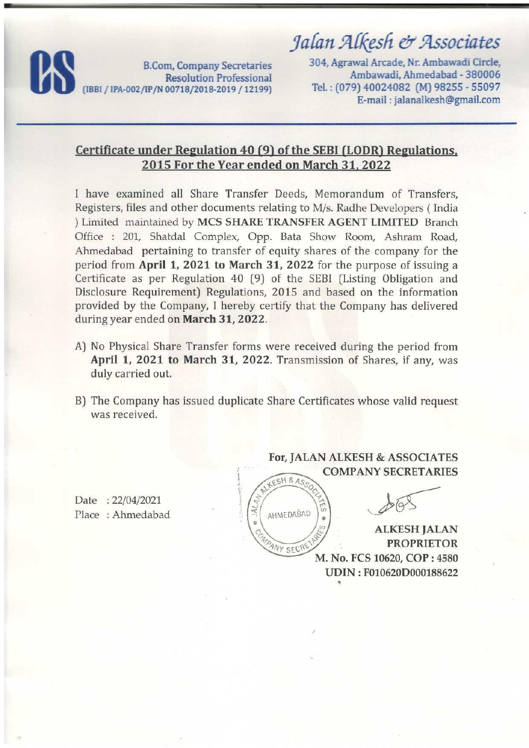# Jalan Alkesh & Associates

B.Com, Company Secretaries
Resolution Professional
(IBBI / IPA-002/IP/N 00718/2018-2019 / 12199)

304, Agrawal Arcade, Nr. Ambawadi Circle,
Ambawadi, Ahmedabad - 380006
Tel.: (079) 40024082 (M) 98255 - 55097
E-mail : jalanalkesh@gmail.com

## Certificate under Regulation 40 (9) of the SEBI (LODR) Regulations, 2015 For the Year ended on March 31, 2022

I have examined all Share Transfer Deeds, Memorandum of Transfers, Registers, files and other documents relating to M/s. Radhe Developers ( India ) Limited maintained by **MCS SHARE TRANSFER AGENT LIMITED** Branch Office : 201, Shatdal Complex, Opp. Bata Show Room, Ashram Road, Ahmedabad pertaining to transfer of equity shares of the company for the period from **April 1, 2021 to March 31, 2022** for the purpose of issuing a Certificate as per Regulation 40 (9) of the SEBI (Listing Obligation and Disclosure Requirement) Regulations, 2015 and based on the information provided by the Company, I hereby certify that the Company has delivered during year ended on **March 31, 2022**.

A) No Physical Share Transfer forms were received during the period from **April 1, 2021 to March 31, 2022**. Transmission of Shares, if any, was duly carried out.

B) The Company has issued duplicate Share Certificates whose valid request was received.

**For, JALAN ALKESH & ASSOCIATES**
**COMPANY SECRETARIES**

Date : 22/04/2021
Place : Ahmedabad

**ALKESH JALAN**
**PROPRIETOR**
**M. No. FCS 10620, COP : 4580**
**UDIN : F010620D000188622**